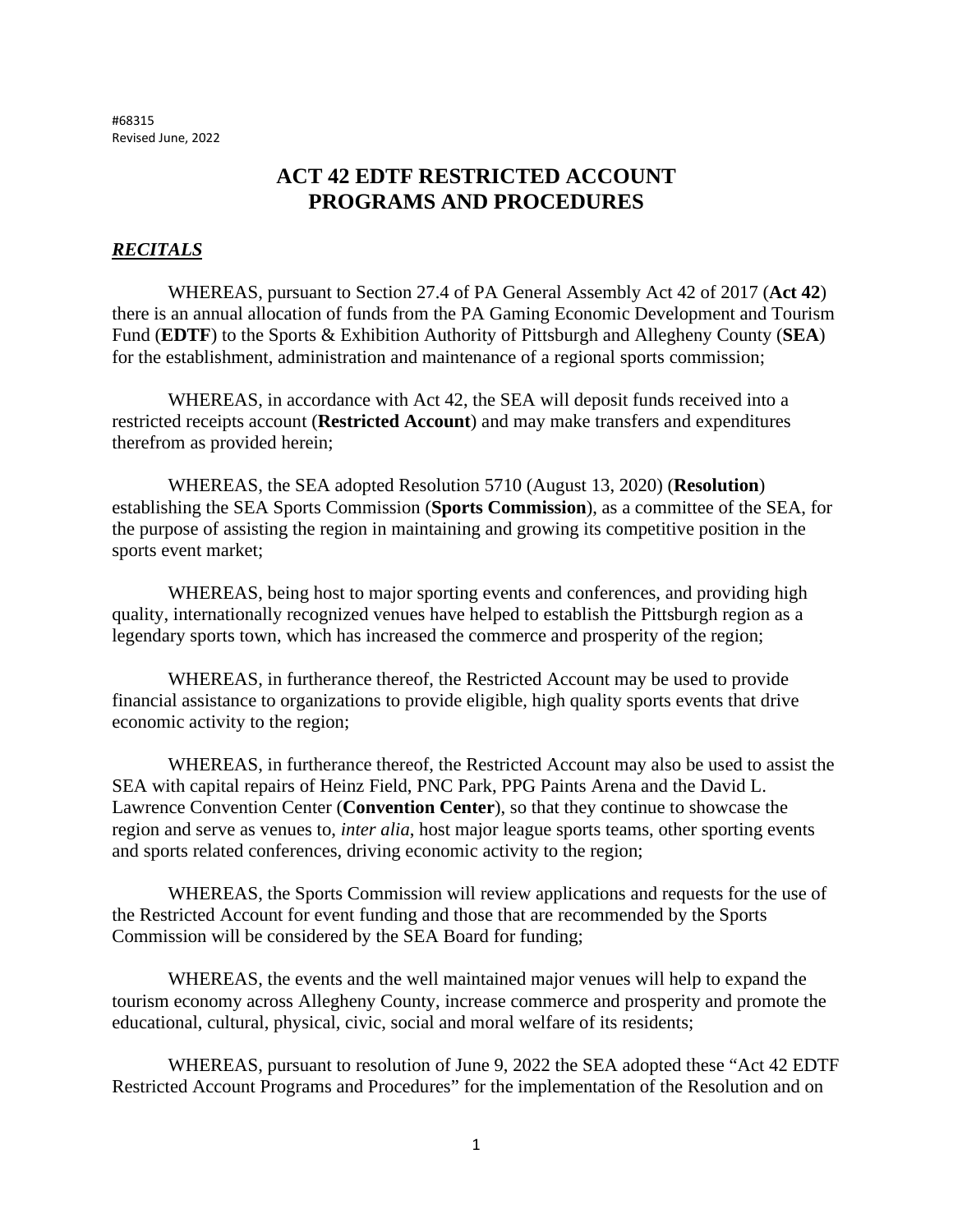#68315
Revised June, 2022

# ACT 42 EDTF RESTRICTED ACCOUNT PROGRAMS AND PROCEDURES

***RECITALS***

WHEREAS, pursuant to Section 27.4 of PA General Assembly Act 42 of 2017 (**Act 42**) there is an annual allocation of funds from the PA Gaming Economic Development and Tourism Fund (**EDTF**) to the Sports & Exhibition Authority of Pittsburgh and Allegheny County (**SEA**) for the establishment, administration and maintenance of a regional sports commission;

WHEREAS, in accordance with Act 42, the SEA will deposit funds received into a restricted receipts account (**Restricted Account**) and may make transfers and expenditures therefrom as provided herein;

WHEREAS, the SEA adopted Resolution 5710 (August 13, 2020) (**Resolution**) establishing the SEA Sports Commission (**Sports Commission**), as a committee of the SEA, for the purpose of assisting the region in maintaining and growing its competitive position in the sports event market;

WHEREAS, being host to major sporting events and conferences, and providing high quality, internationally recognized venues have helped to establish the Pittsburgh region as a legendary sports town, which has increased the commerce and prosperity of the region;

WHEREAS, in furtherance thereof, the Restricted Account may be used to provide financial assistance to organizations to provide eligible, high quality sports events that drive economic activity to the region;

WHEREAS, in furtherance thereof, the Restricted Account may also be used to assist the SEA with capital repairs of Heinz Field, PNC Park, PPG Paints Arena and the David L. Lawrence Convention Center (**Convention Center**), so that they continue to showcase the region and serve as venues to, *inter alia*, host major league sports teams, other sporting events and sports related conferences, driving economic activity to the region;

WHEREAS, the Sports Commission will review applications and requests for the use of the Restricted Account for event funding and those that are recommended by the Sports Commission will be considered by the SEA Board for funding;

WHEREAS, the events and the well maintained major venues will help to expand the tourism economy across Allegheny County, increase commerce and prosperity and promote the educational, cultural, physical, civic, social and moral welfare of its residents;

WHEREAS, pursuant to resolution of June 9, 2022 the SEA adopted these "Act 42 EDTF Restricted Account Programs and Procedures" for the implementation of the Resolution and on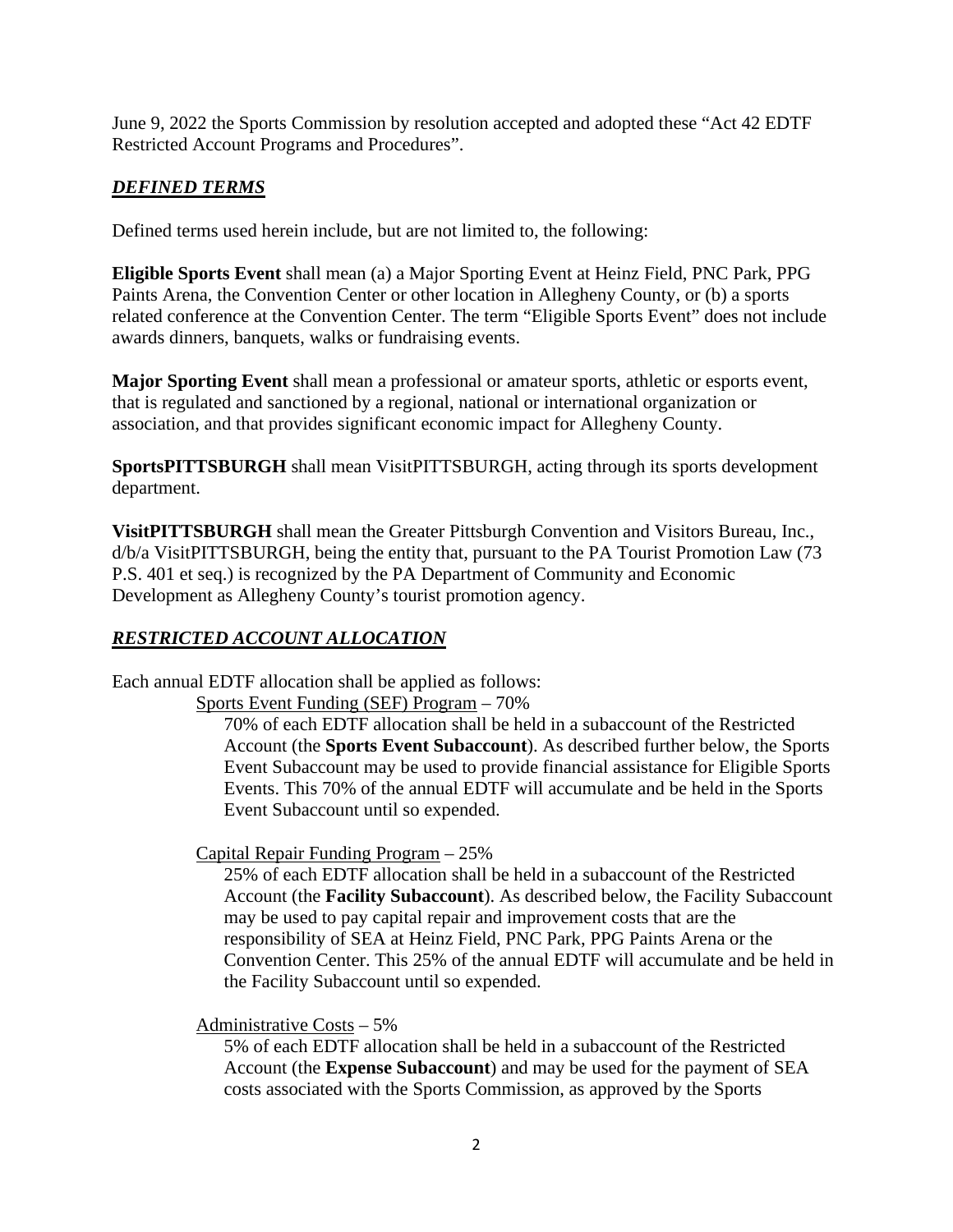June 9, 2022 the Sports Commission by resolution accepted and adopted these "Act 42 EDTF Restricted Account Programs and Procedures".

## ***DEFINED TERMS***

Defined terms used herein include, but are not limited to, the following:

**Eligible Sports Event** shall mean (a) a Major Sporting Event at Heinz Field, PNC Park, PPG Paints Arena, the Convention Center or other location in Allegheny County, or (b) a sports related conference at the Convention Center. The term "Eligible Sports Event" does not include awards dinners, banquets, walks or fundraising events.

**Major Sporting Event** shall mean a professional or amateur sports, athletic or esports event, that is regulated and sanctioned by a regional, national or international organization or association, and that provides significant economic impact for Allegheny County.

**SportsPITTSBURGH** shall mean VisitPITTSBURGH, acting through its sports development department.

**VisitPITTSBURGH** shall mean the Greater Pittsburgh Convention and Visitors Bureau, Inc., d/b/a VisitPITTSBURGH, being the entity that, pursuant to the PA Tourist Promotion Law (73 P.S. 401 et seq.) is recognized by the PA Department of Community and Economic Development as Allegheny County's tourist promotion agency.

## ***RESTRICTED ACCOUNT ALLOCATION***

Each annual EDTF allocation shall be applied as follows:

<u>Sports Event Funding (SEF) Program</u> – 70%

70% of each EDTF allocation shall be held in a subaccount of the Restricted Account (the **Sports Event Subaccount**). As described further below, the Sports Event Subaccount may be used to provide financial assistance for Eligible Sports Events. This 70% of the annual EDTF will accumulate and be held in the Sports Event Subaccount until so expended.

<u>Capital Repair Funding Program</u> – 25%

25% of each EDTF allocation shall be held in a subaccount of the Restricted Account (the **Facility Subaccount**). As described below, the Facility Subaccount may be used to pay capital repair and improvement costs that are the responsibility of SEA at Heinz Field, PNC Park, PPG Paints Arena or the Convention Center. This 25% of the annual EDTF will accumulate and be held in the Facility Subaccount until so expended.

<u>Administrative Costs</u> – 5%

5% of each EDTF allocation shall be held in a subaccount of the Restricted Account (the **Expense Subaccount**) and may be used for the payment of SEA costs associated with the Sports Commission, as approved by the Sports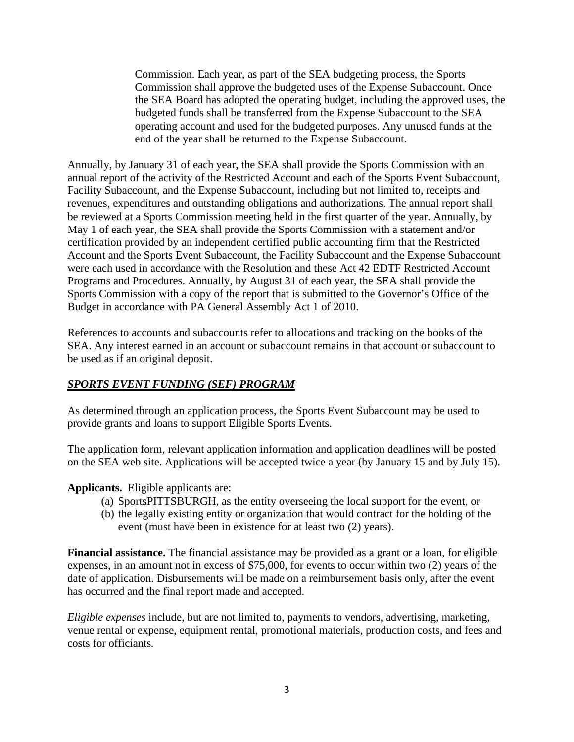Commission. Each year, as part of the SEA budgeting process, the Sports Commission shall approve the budgeted uses of the Expense Subaccount. Once the SEA Board has adopted the operating budget, including the approved uses, the budgeted funds shall be transferred from the Expense Subaccount to the SEA operating account and used for the budgeted purposes. Any unused funds at the end of the year shall be returned to the Expense Subaccount.

Annually, by January 31 of each year, the SEA shall provide the Sports Commission with an annual report of the activity of the Restricted Account and each of the Sports Event Subaccount, Facility Subaccount, and the Expense Subaccount, including but not limited to, receipts and revenues, expenditures and outstanding obligations and authorizations. The annual report shall be reviewed at a Sports Commission meeting held in the first quarter of the year. Annually, by May 1 of each year, the SEA shall provide the Sports Commission with a statement and/or certification provided by an independent certified public accounting firm that the Restricted Account and the Sports Event Subaccount, the Facility Subaccount and the Expense Subaccount were each used in accordance with the Resolution and these Act 42 EDTF Restricted Account Programs and Procedures. Annually, by August 31 of each year, the SEA shall provide the Sports Commission with a copy of the report that is submitted to the Governor's Office of the Budget in accordance with PA General Assembly Act 1 of 2010.

References to accounts and subaccounts refer to allocations and tracking on the books of the SEA. Any interest earned in an account or subaccount remains in that account or subaccount to be used as if an original deposit.

## ***SPORTS EVENT FUNDING (SEF) PROGRAM***

As determined through an application process, the Sports Event Subaccount may be used to provide grants and loans to support Eligible Sports Events.

The application form, relevant application information and application deadlines will be posted on the SEA web site. Applications will be accepted twice a year (by January 15 and by July 15).

**Applicants.** Eligible applicants are:

(a) SportsPITTSBURGH, as the entity overseeing the local support for the event, or
(b) the legally existing entity or organization that would contract for the holding of the event (must have been in existence for at least two (2) years).

**Financial assistance.** The financial assistance may be provided as a grant or a loan, for eligible expenses, in an amount not in excess of $75,000, for events to occur within two (2) years of the date of application. Disbursements will be made on a reimbursement basis only, after the event has occurred and the final report made and accepted.

*Eligible expenses* include, but are not limited to, payments to vendors, advertising, marketing, venue rental or expense, equipment rental, promotional materials, production costs, and fees and costs for officiants.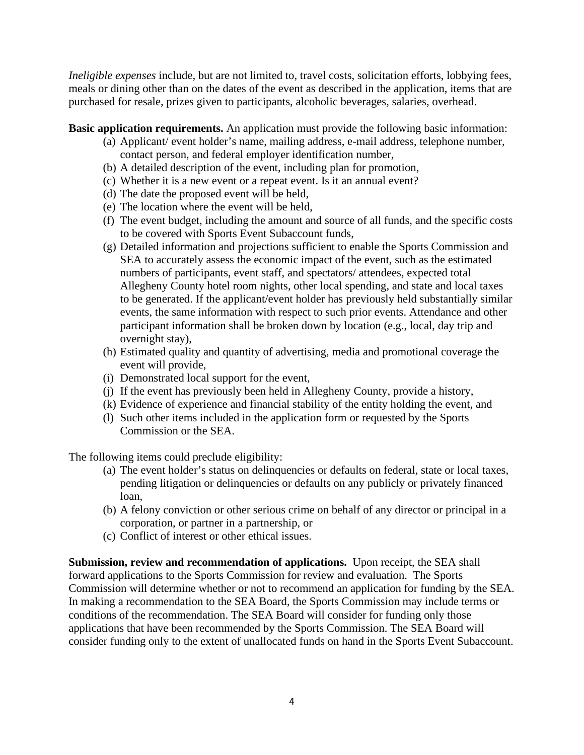*Ineligible expenses* include, but are not limited to, travel costs, solicitation efforts, lobbying fees, meals or dining other than on the dates of the event as described in the application, items that are purchased for resale, prizes given to participants, alcoholic beverages, salaries, overhead.

**Basic application requirements.** An application must provide the following basic information:

(a) Applicant/ event holder's name, mailing address, e-mail address, telephone number, contact person, and federal employer identification number,
(b) A detailed description of the event, including plan for promotion,
(c) Whether it is a new event or a repeat event. Is it an annual event?
(d) The date the proposed event will be held,
(e) The location where the event will be held,
(f) The event budget, including the amount and source of all funds, and the specific costs to be covered with Sports Event Subaccount funds,
(g) Detailed information and projections sufficient to enable the Sports Commission and SEA to accurately assess the economic impact of the event, such as the estimated numbers of participants, event staff, and spectators/ attendees, expected total Allegheny County hotel room nights, other local spending, and state and local taxes to be generated. If the applicant/event holder has previously held substantially similar events, the same information with respect to such prior events. Attendance and other participant information shall be broken down by location (e.g., local, day trip and overnight stay),
(h) Estimated quality and quantity of advertising, media and promotional coverage the event will provide,
(i) Demonstrated local support for the event,
(j) If the event has previously been held in Allegheny County, provide a history,
(k) Evidence of experience and financial stability of the entity holding the event, and
(l) Such other items included in the application form or requested by the Sports Commission or the SEA.

The following items could preclude eligibility:

(a) The event holder's status on delinquencies or defaults on federal, state or local taxes, pending litigation or delinquencies or defaults on any publicly or privately financed loan,
(b) A felony conviction or other serious crime on behalf of any director or principal in a corporation, or partner in a partnership, or
(c) Conflict of interest or other ethical issues.

**Submission, review and recommendation of applications.** Upon receipt, the SEA shall forward applications to the Sports Commission for review and evaluation. The Sports Commission will determine whether or not to recommend an application for funding by the SEA. In making a recommendation to the SEA Board, the Sports Commission may include terms or conditions of the recommendation. The SEA Board will consider for funding only those applications that have been recommended by the Sports Commission. The SEA Board will consider funding only to the extent of unallocated funds on hand in the Sports Event Subaccount.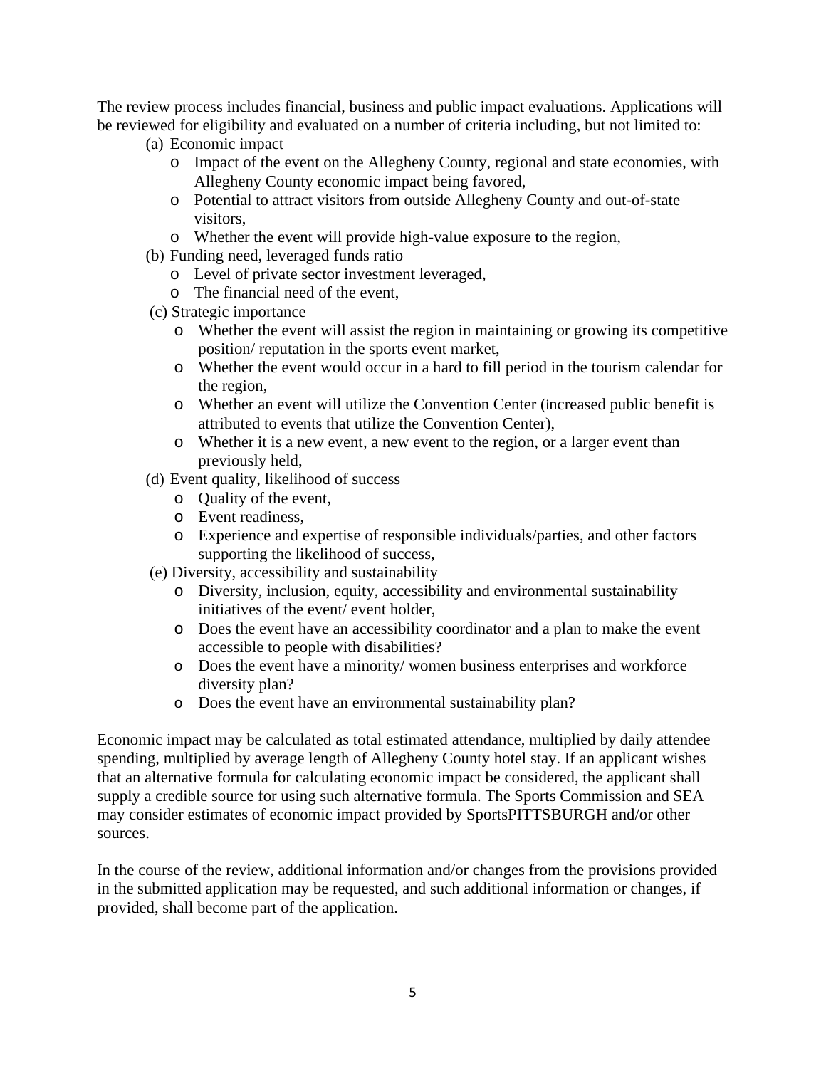The review process includes financial, business and public impact evaluations. Applications will be reviewed for eligibility and evaluated on a number of criteria including, but not limited to:

(a) Economic impact
   - Impact of the event on the Allegheny County, regional and state economies, with Allegheny County economic impact being favored,
   - Potential to attract visitors from outside Allegheny County and out-of-state visitors,
   - Whether the event will provide high-value exposure to the region,

(b) Funding need, leveraged funds ratio
   - Level of private sector investment leveraged,
   - The financial need of the event,

(c) Strategic importance
   - Whether the event will assist the region in maintaining or growing its competitive position/ reputation in the sports event market,
   - Whether the event would occur in a hard to fill period in the tourism calendar for the region,
   - Whether an event will utilize the Convention Center (increased public benefit is attributed to events that utilize the Convention Center),
   - Whether it is a new event, a new event to the region, or a larger event than previously held,

(d) Event quality, likelihood of success
   - Quality of the event,
   - Event readiness,
   - Experience and expertise of responsible individuals/parties, and other factors supporting the likelihood of success,

(e) Diversity, accessibility and sustainability
   - Diversity, inclusion, equity, accessibility and environmental sustainability initiatives of the event/ event holder,
   - Does the event have an accessibility coordinator and a plan to make the event accessible to people with disabilities?
   - Does the event have a minority/ women business enterprises and workforce diversity plan?
   - Does the event have an environmental sustainability plan?

Economic impact may be calculated as total estimated attendance, multiplied by daily attendee spending, multiplied by average length of Allegheny County hotel stay. If an applicant wishes that an alternative formula for calculating economic impact be considered, the applicant shall supply a credible source for using such alternative formula. The Sports Commission and SEA may consider estimates of economic impact provided by SportsPITTSBURGH and/or other sources.

In the course of the review, additional information and/or changes from the provisions provided in the submitted application may be requested, and such additional information or changes, if provided, shall become part of the application.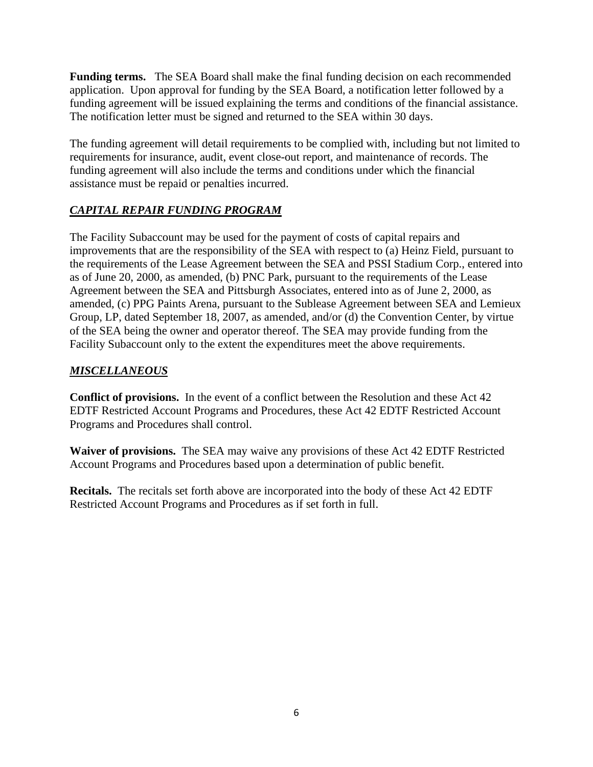**Funding terms.** The SEA Board shall make the final funding decision on each recommended application. Upon approval for funding by the SEA Board, a notification letter followed by a funding agreement will be issued explaining the terms and conditions of the financial assistance. The notification letter must be signed and returned to the SEA within 30 days.

The funding agreement will detail requirements to be complied with, including but not limited to requirements for insurance, audit, event close-out report, and maintenance of records. The funding agreement will also include the terms and conditions under which the financial assistance must be repaid or penalties incurred.

## ***CAPITAL REPAIR FUNDING PROGRAM***

The Facility Subaccount may be used for the payment of costs of capital repairs and improvements that are the responsibility of the SEA with respect to (a) Heinz Field, pursuant to the requirements of the Lease Agreement between the SEA and PSSI Stadium Corp., entered into as of June 20, 2000, as amended, (b) PNC Park, pursuant to the requirements of the Lease Agreement between the SEA and Pittsburgh Associates, entered into as of June 2, 2000, as amended, (c) PPG Paints Arena, pursuant to the Sublease Agreement between SEA and Lemieux Group, LP, dated September 18, 2007, as amended, and/or (d) the Convention Center, by virtue of the SEA being the owner and operator thereof. The SEA may provide funding from the Facility Subaccount only to the extent the expenditures meet the above requirements.

## ***MISCELLANEOUS***

**Conflict of provisions.** In the event of a conflict between the Resolution and these Act 42 EDTF Restricted Account Programs and Procedures, these Act 42 EDTF Restricted Account Programs and Procedures shall control.

**Waiver of provisions.** The SEA may waive any provisions of these Act 42 EDTF Restricted Account Programs and Procedures based upon a determination of public benefit.

**Recitals.** The recitals set forth above are incorporated into the body of these Act 42 EDTF Restricted Account Programs and Procedures as if set forth in full.